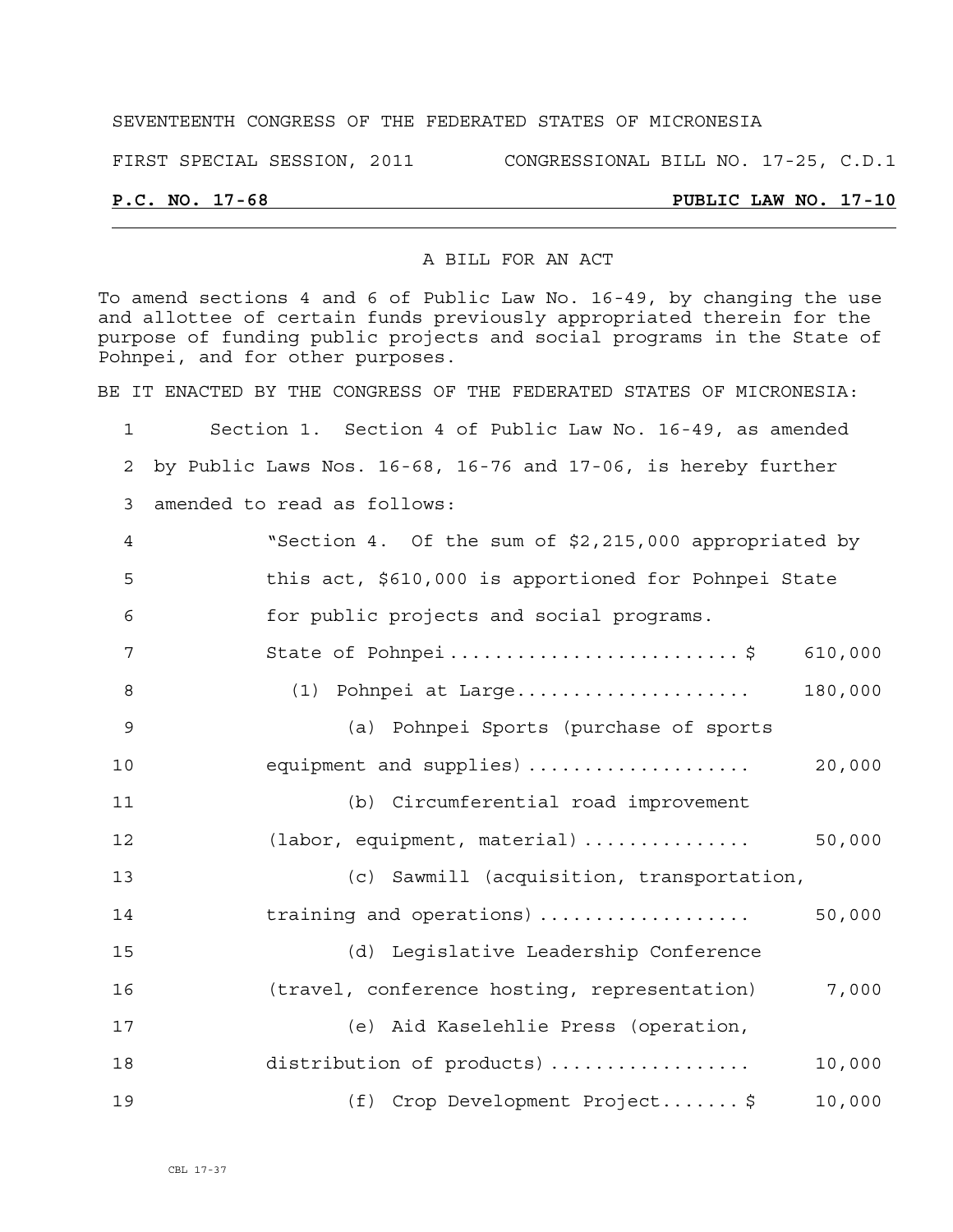SEVENTEENTH CONGRESS OF THE FEDERATED STATES OF MICRONESIA

FIRST SPECIAL SESSION, 2011 CONGRESSIONAL BILL NO. 17-25, C.D.1

**P.C. NO. 17-68 PUBLIC LAW NO. 17-10**

A BILL FOR AN ACT

To amend sections 4 and 6 of Public Law No. 16-49, by changing the use and allottee of certain funds previously appropriated therein for the purpose of funding public projects and social programs in the State of Pohnpei, and for other purposes.

BE IT ENACTED BY THE CONGRESS OF THE FEDERATED STATES OF MICRONESIA:

1 Section 1. Section 4 of Public Law No. 16-49, as amended
2 by Public Laws Nos. 16-68, 16-76 and 17-06, is hereby further
3 amended to read as follows:

4 "Section 4. Of the sum of $2,215,000 appropriated by
5 this act, $610,000 is apportioned for Pohnpei State
6 for public projects and social programs.

7 State of Pohnpei.......................... $ 610,000
8 (1) Pohnpei at Large..................... 180,000
9 (a) Pohnpei Sports (purchase of sports
10 equipment and supplies).................... 20,000
11 (b) Circumferential road improvement
12 (labor, equipment, material)............... 50,000
13 (c) Sawmill (acquisition, transportation,
14 training and operations)................... 50,000
15 (d) Legislative Leadership Conference
16 (travel, conference hosting, representation) 7,000
17 (e) Aid Kaselehlie Press (operation,
18 distribution of products).................. 10,000
19 (f) Crop Development Project....... $ 10,000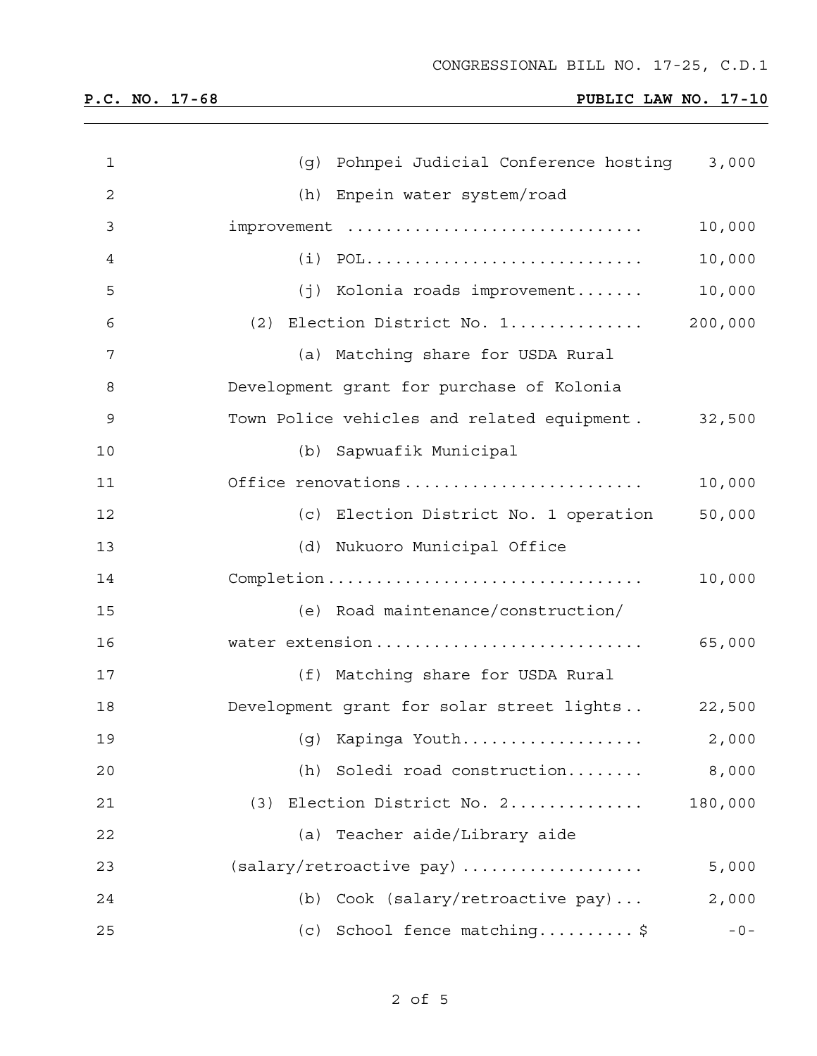| | |
|---|---:|
| (g) Pohnpei Judicial Conference hosting | 3,000 |
| (h) Enpein water system/road improvement .............................. | 10,000 |
| (i) POL............................ | 10,000 |
| (j) Kolonia roads improvement....... | 10,000 |
| (2) Election District No. 1.............. | 200,000 |
| (a) Matching share for USDA Rural Development grant for purchase of Kolonia Town Police vehicles and related equipment. | 32,500 |
| (b) Sapwuafik Municipal Office renovations......................... | 10,000 |
| (c) Election District No. 1 operation | 50,000 |
| (d) Nukuoro Municipal Office Completion................................ | 10,000 |
| (e) Road maintenance/construction/ water extension........................... | 65,000 |
| (f) Matching share for USDA Rural Development grant for solar street lights.. | 22,500 |
| (g) Kapinga Youth................... | 2,000 |
| (h) Soledi road construction........ | 8,000 |
| (3) Election District No. 2.............. | 180,000 |
| (a) Teacher aide/Library aide (salary/retroactive pay) .................. | 5,000 |
| (b) Cook (salary/retroactive pay)... | 2,000 |
| (c) School fence matching..........$ | -0- |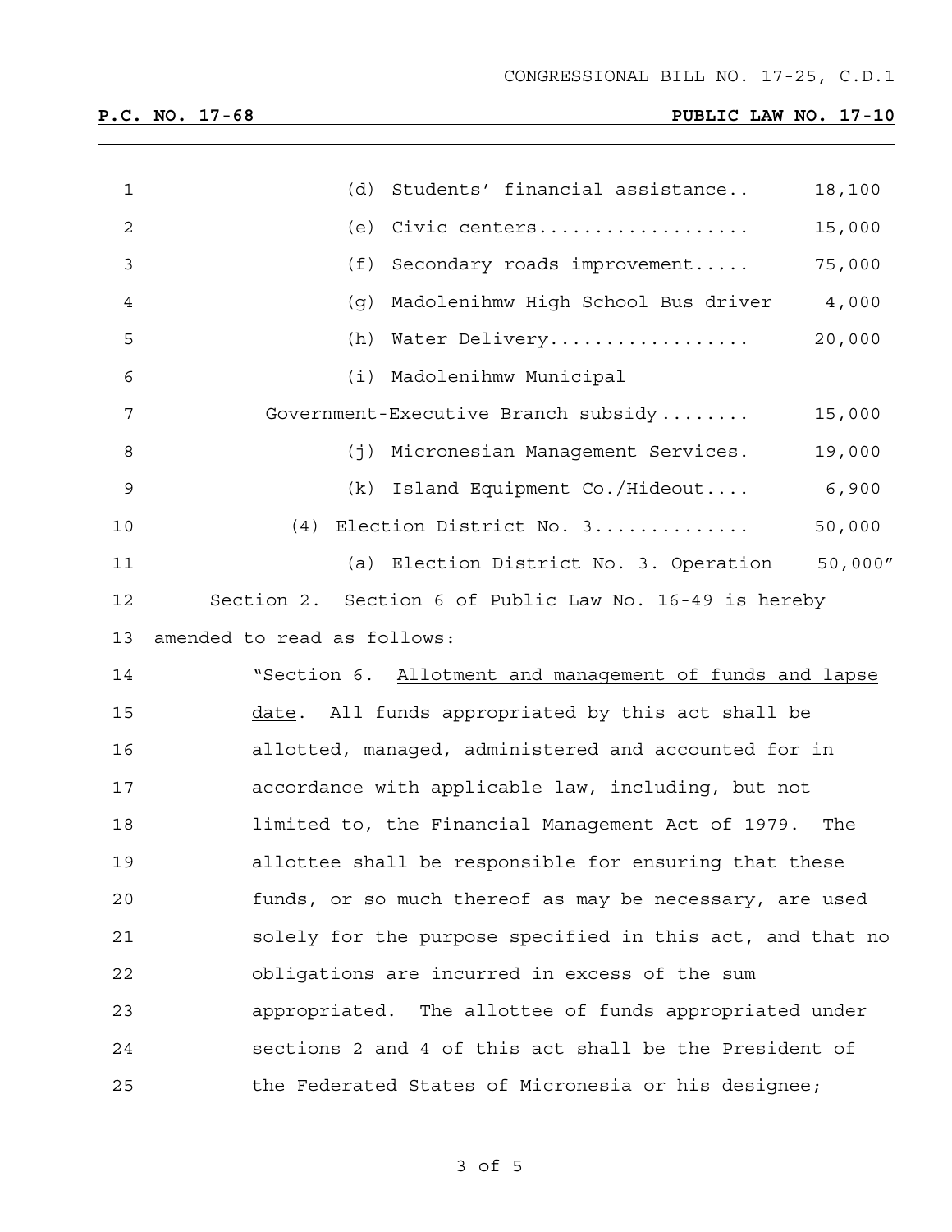(d) Students' financial assistance.. 18,100

(e) Civic centers.................. 15,000

(f) Secondary roads improvement..... 75,000

(g) Madolenihmw High School Bus driver 4,000

(h) Water Delivery................. 20,000

(i) Madolenihmw Municipal Government-Executive Branch subsidy........ 15,000

(j) Micronesian Management Services. 19,000

(k) Island Equipment Co./Hideout.... 6,900

(4) Election District No. 3............. 50,000

(a) Election District No. 3. Operation 50,000"

Section 2. Section 6 of Public Law No. 16-49 is hereby amended to read as follows:

"Section 6. Allotment and management of funds and lapse date. All funds appropriated by this act shall be allotted, managed, administered and accounted for in accordance with applicable law, including, but not limited to, the Financial Management Act of 1979. The allottee shall be responsible for ensuring that these funds, or so much thereof as may be necessary, are used solely for the purpose specified in this act, and that no obligations are incurred in excess of the sum appropriated. The allottee of funds appropriated under sections 2 and 4 of this act shall be the President of the Federated States of Micronesia or his designee;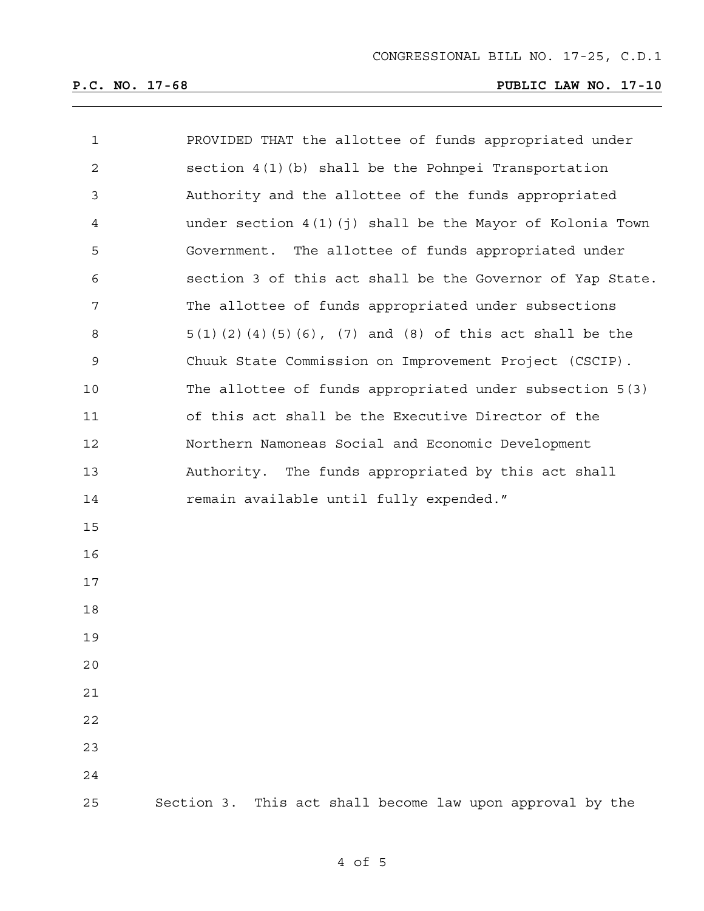PROVIDED THAT the allottee of funds appropriated under section 4(1)(b) shall be the Pohnpei Transportation Authority and the allottee of the funds appropriated under section 4(1)(j) shall be the Mayor of Kolonia Town Government. The allottee of funds appropriated under section 3 of this act shall be the Governor of Yap State. The allottee of funds appropriated under subsections 5(1)(2)(4)(5)(6), (7) and (8) of this act shall be the Chuuk State Commission on Improvement Project (CSCIP). The allottee of funds appropriated under subsection 5(3) of this act shall be the Executive Director of the Northern Namoneas Social and Economic Development Authority. The funds appropriated by this act shall remain available until fully expended."

Section 3. This act shall become law upon approval by the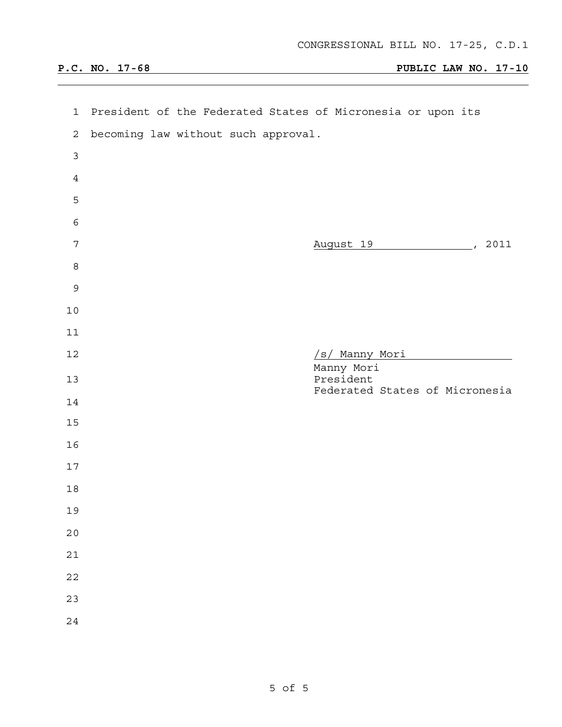President of the Federated States of Micronesia or upon its becoming law without such approval.

August 19, 2011

/s/ Manny Mori

Manny Mori
President
Federated States of Micronesia